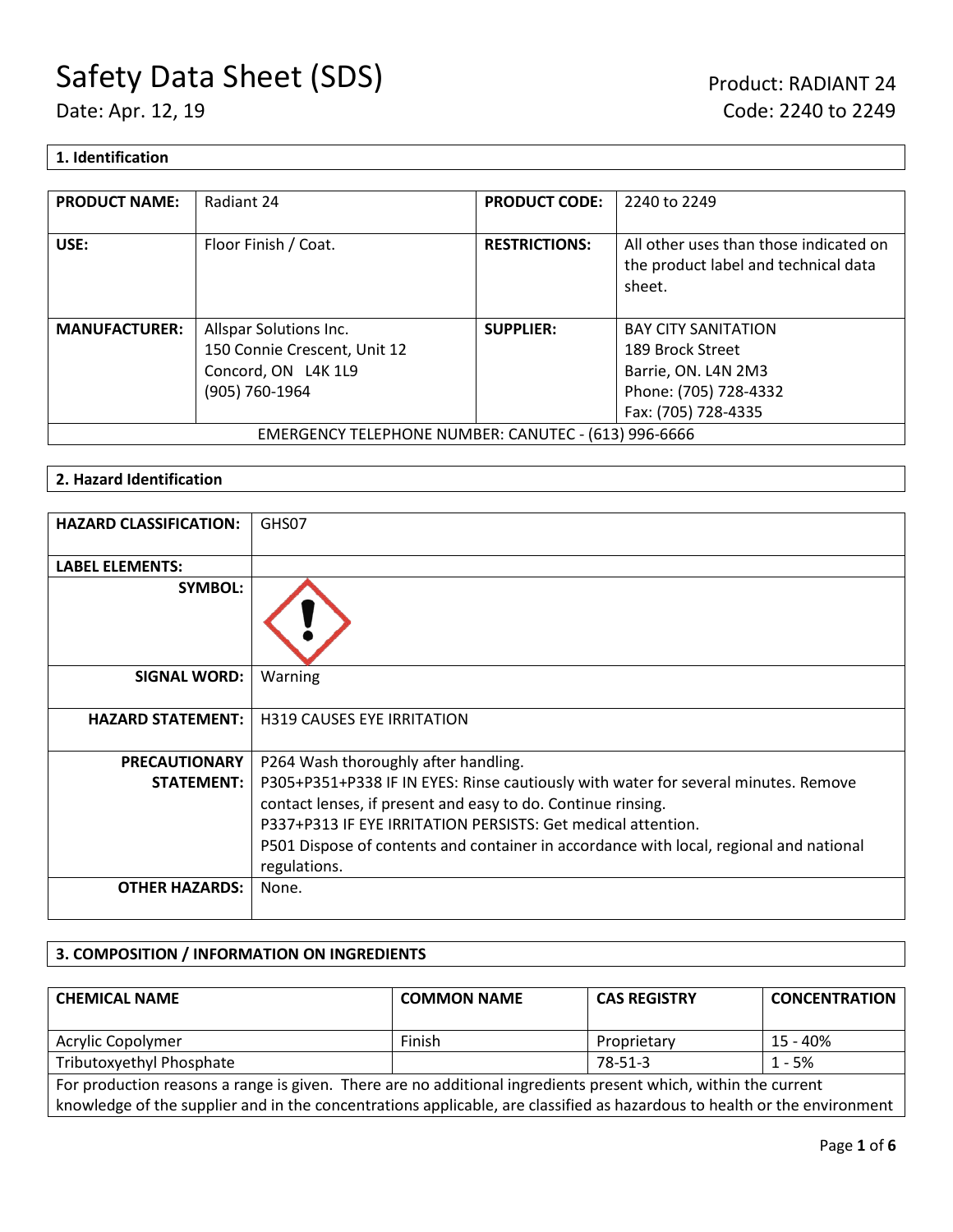# Safety Data Sheet (SDS)

Date: Apr. 12, 19

Product: RADIANT 24
Code: 2240 to 2249

## 1. Identification

| PRODUCT NAME: | Radiant 24 | PRODUCT CODE: | 2240 to 2249 |
|---|---|---|---|
| USE: | Floor Finish / Coat. | RESTRICTIONS: | All other uses than those indicated on the product label and technical data sheet. |
| MANUFACTURER: | Allspar Solutions Inc.<br>150 Connie Crescent, Unit 12<br>Concord, ON L4K 1L9<br>(905) 760-1964 | SUPPLIER: | BAY CITY SANITATION<br>189 Brock Street<br>Barrie, ON. L4N 2M3<br>Phone: (705) 728-4332<br>Fax: (705) 728-4335 |
| EMERGENCY TELEPHONE NUMBER: CANUTEC - (613) 996-6666 | | | |

## 2. Hazard Identification

| | |
|---|---|
| HAZARD CLASSIFICATION: | GHS07 |
| LABEL ELEMENTS: | |
| SYMBOL: | |
| SIGNAL WORD: | Warning |
| HAZARD STATEMENT: | H319 CAUSES EYE IRRITATION |
| PRECAUTIONARY STATEMENT: | P264 Wash thoroughly after handling.<br>P305+P351+P338 IF IN EYES: Rinse cautiously with water for several minutes. Remove contact lenses, if present and easy to do. Continue rinsing.<br>P337+P313 IF EYE IRRITATION PERSISTS: Get medical attention.<br>P501 Dispose of contents and container in accordance with local, regional and national regulations. |
| OTHER HAZARDS: | None. |

## 3. COMPOSITION / INFORMATION ON INGREDIENTS

| CHEMICAL NAME | COMMON NAME | CAS REGISTRY | CONCENTRATION |
|---|---|---|---|
| Acrylic Copolymer | Finish | Proprietary | 15 - 40% |
| Tributoxyethyl Phosphate | | 78-51-3 | 1 - 5% |
| For production reasons a range is given. There are no additional ingredients present which, within the current knowledge of the supplier and in the concentrations applicable, are classified as hazardous to health or the environment | | | |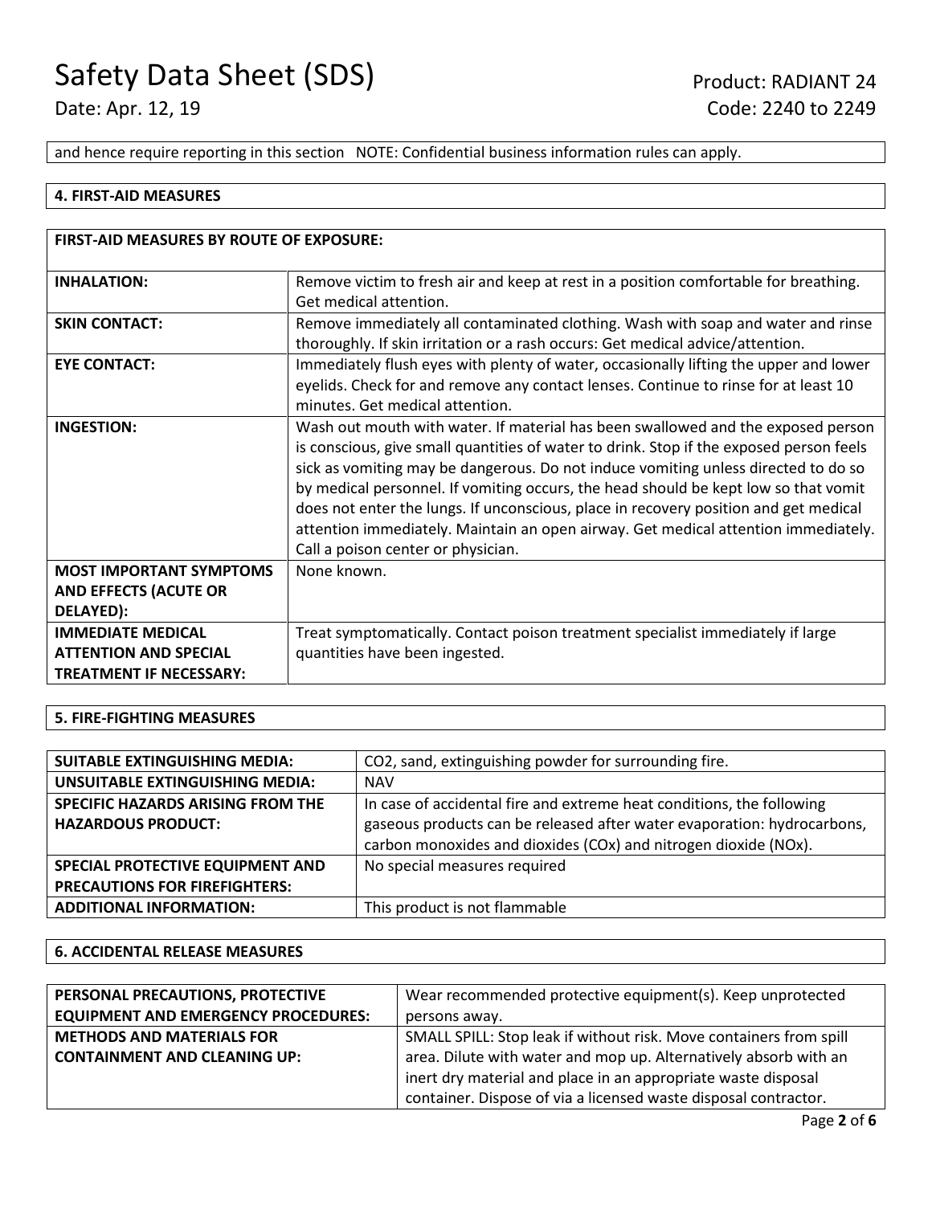and hence require reporting in this section NOTE: Confidential business information rules can apply.

## 4. FIRST-AID MEASURES

| FIRST-AID MEASURES BY ROUTE OF EXPOSURE: | |
|---|---|
| **INHALATION:** | Remove victim to fresh air and keep at rest in a position comfortable for breathing. Get medical attention. |
| **SKIN CONTACT:** | Remove immediately all contaminated clothing. Wash with soap and water and rinse thoroughly. If skin irritation or a rash occurs: Get medical advice/attention. |
| **EYE CONTACT:** | Immediately flush eyes with plenty of water, occasionally lifting the upper and lower eyelids. Check for and remove any contact lenses. Continue to rinse for at least 10 minutes. Get medical attention. |
| **INGESTION:** | Wash out mouth with water. If material has been swallowed and the exposed person is conscious, give small quantities of water to drink. Stop if the exposed person feels sick as vomiting may be dangerous. Do not induce vomiting unless directed to do so by medical personnel. If vomiting occurs, the head should be kept low so that vomit does not enter the lungs. If unconscious, place in recovery position and get medical attention immediately. Maintain an open airway. Get medical attention immediately. Call a poison center or physician. |
| **MOST IMPORTANT SYMPTOMS AND EFFECTS (ACUTE OR DELAYED):** | None known. |
| **IMMEDIATE MEDICAL ATTENTION AND SPECIAL TREATMENT IF NECESSARY:** | Treat symptomatically. Contact poison treatment specialist immediately if large quantities have been ingested. |

## 5. FIRE-FIGHTING MEASURES

| | |
|---|---|
| **SUITABLE EXTINGUISHING MEDIA:** | $CO_2$, sand, extinguishing powder for surrounding fire. |
| **UNSUITABLE EXTINGUISHING MEDIA:** | NAV |
| **SPECIFIC HAZARDS ARISING FROM THE HAZARDOUS PRODUCT:** | In case of accidental fire and extreme heat conditions, the following gaseous products can be released after water evaporation: hydrocarbons, carbon monoxides and dioxides ($CO_x$) and nitrogen dioxide ($NO_x$). |
| **SPECIAL PROTECTIVE EQUIPMENT AND PRECAUTIONS FOR FIREFIGHTERS:** | No special measures required |
| **ADDITIONAL INFORMATION:** | This product is not flammable |

## 6. ACCIDENTAL RELEASE MEASURES

| | |
|---|---|
| **PERSONAL PRECAUTIONS, PROTECTIVE EQUIPMENT AND EMERGENCY PROCEDURES:** | Wear recommended protective equipment(s). Keep unprotected persons away. |
| **METHODS AND MATERIALS FOR CONTAINMENT AND CLEANING UP:** | SMALL SPILL: Stop leak if without risk. Move containers from spill area. Dilute with water and mop up. Alternatively absorb with an inert dry material and place in an appropriate waste disposal container. Dispose of via a licensed waste disposal contractor. |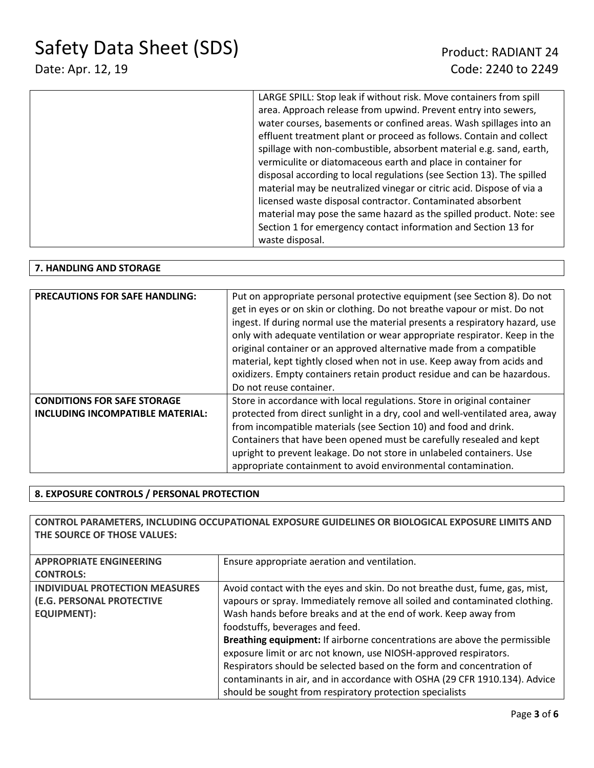| | |
|---|---|
| | LARGE SPILL: Stop leak if without risk. Move containers from spill area. Approach release from upwind. Prevent entry into sewers, water courses, basements or confined areas. Wash spillages into an effluent treatment plant or proceed as follows. Contain and collect spillage with non-combustible, absorbent material e.g. sand, earth, vermiculite or diatomaceous earth and place in container for disposal according to local regulations (see Section 13). The spilled material may be neutralized vinegar or citric acid. Dispose of via a licensed waste disposal contractor. Contaminated absorbent material may pose the same hazard as the spilled product. Note: see Section 1 for emergency contact information and Section 13 for waste disposal. |

## 7. HANDLING AND STORAGE

| | |
|---|---|
| **PRECAUTIONS FOR SAFE HANDLING:** | Put on appropriate personal protective equipment (see Section 8). Do not get in eyes or on skin or clothing. Do not breathe vapour or mist. Do not ingest. If during normal use the material presents a respiratory hazard, use only with adequate ventilation or wear appropriate respirator. Keep in the original container or an approved alternative made from a compatible material, kept tightly closed when not in use. Keep away from acids and oxidizers. Empty containers retain product residue and can be hazardous. Do not reuse container. |
| **CONDITIONS FOR SAFE STORAGE INCLUDING INCOMPATIBLE MATERIAL:** | Store in accordance with local regulations. Store in original container protected from direct sunlight in a dry, cool and well-ventilated area, away from incompatible materials (see Section 10) and food and drink. Containers that have been opened must be carefully resealed and kept upright to prevent leakage. Do not store in unlabeled containers. Use appropriate containment to avoid environmental contamination. |

## 8. EXPOSURE CONTROLS / PERSONAL PROTECTION

**CONTROL PARAMETERS, INCLUDING OCCUPATIONAL EXPOSURE GUIDELINES OR BIOLOGICAL EXPOSURE LIMITS AND THE SOURCE OF THOSE VALUES:**

| | |
|---|---|
| **APPROPRIATE ENGINEERING CONTROLS:** | Ensure appropriate aeration and ventilation. |
| **INDIVIDUAL PROTECTION MEASURES (E.G. PERSONAL PROTECTIVE EQUIPMENT):** | Avoid contact with the eyes and skin. Do not breathe dust, fume, gas, mist, vapours or spray. Immediately remove all soiled and contaminated clothing. Wash hands before breaks and at the end of work. Keep away from foodstuffs, beverages and feed.<br>**Breathing equipment:** If airborne concentrations are above the permissible exposure limit or arc not known, use NIOSH-approved respirators. Respirators should be selected based on the form and concentration of contaminants in air, and in accordance with OSHA (29 CFR 1910.134). Advice should be sought from respiratory protection specialists |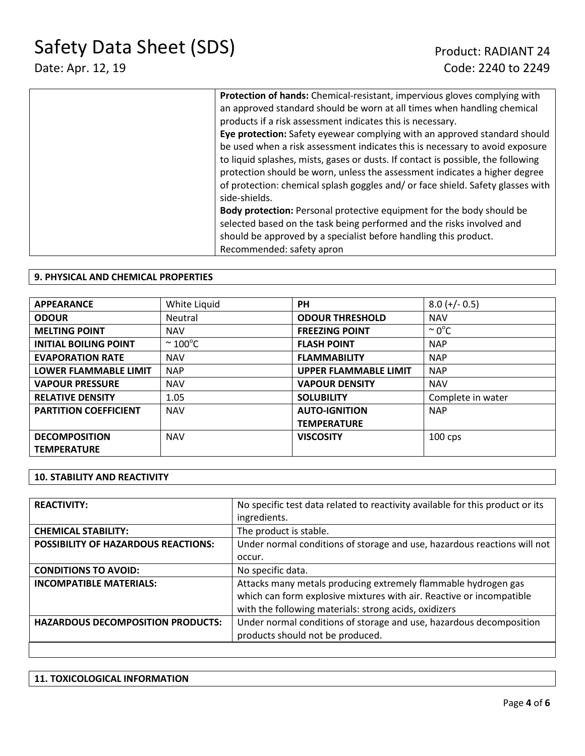| | |
|---|---|
| | **Protection of hands:** Chemical-resistant, impervious gloves complying with an approved standard should be worn at all times when handling chemical products if a risk assessment indicates this is necessary.<br>**Eye protection:** Safety eyewear complying with an approved standard should be used when a risk assessment indicates this is necessary to avoid exposure to liquid splashes, mists, gases or dusts. If contact is possible, the following protection should be worn, unless the assessment indicates a higher degree of protection: chemical splash goggles and/ or face shield. Safety glasses with side-shields.<br>**Body protection:** Personal protective equipment for the body should be selected based on the task being performed and the risks involved and should be approved by a specialist before handling this product.<br>Recommended: safety apron |

## 9. PHYSICAL AND CHEMICAL PROPERTIES

| | | | |
|---|---|---|---|
| **APPEARANCE** | White Liquid | **PH** | 8.0 (+/- 0.5) |
| **ODOUR** | Neutral | **ODOUR THRESHOLD** | NAV |
| **MELTING POINT** | NAV | **FREEZING POINT** | ~ 0°C |
| **INITIAL BOILING POINT** | ~ 100°C | **FLASH POINT** | NAP |
| **EVAPORATION RATE** | NAV | **FLAMMABILITY** | NAP |
| **LOWER FLAMMABLE LIMIT** | NAP | **UPPER FLAMMABLE LIMIT** | NAP |
| **VAPOUR PRESSURE** | NAV | **VAPOUR DENSITY** | NAV |
| **RELATIVE DENSITY** | 1.05 | **SOLUBILITY** | Complete in water |
| **PARTITION COEFFICIENT** | NAV | **AUTO-IGNITION TEMPERATURE** | NAP |
| **DECOMPOSITION TEMPERATURE** | NAV | **VISCOSITY** | 100 cps |

## 10. STABILITY AND REACTIVITY

| | |
|---|---|
| **REACTIVITY:** | No specific test data related to reactivity available for this product or its ingredients. |
| **CHEMICAL STABILITY:** | The product is stable. |
| **POSSIBILITY OF HAZARDOUS REACTIONS:** | Under normal conditions of storage and use, hazardous reactions will not occur. |
| **CONDITIONS TO AVOID:** | No specific data. |
| **INCOMPATIBLE MATERIALS:** | Attacks many metals producing extremely flammable hydrogen gas which can form explosive mixtures with air. Reactive or incompatible with the following materials: strong acids, oxidizers |
| **HAZARDOUS DECOMPOSITION PRODUCTS:** | Under normal conditions of storage and use, hazardous decomposition products should not be produced. |

## 11. TOXICOLOGICAL INFORMATION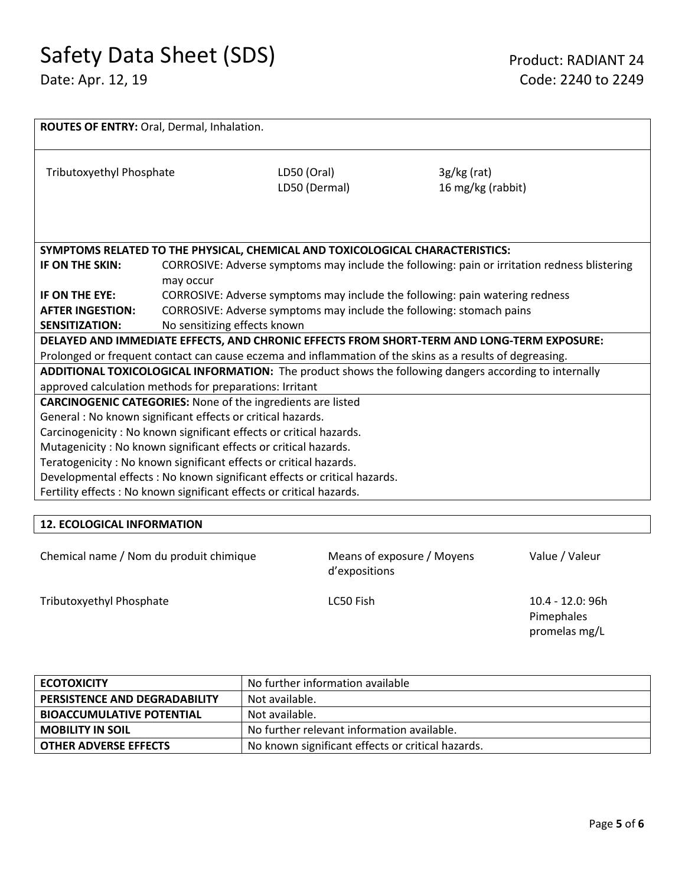**ROUTES OF ENTRY:** Oral, Dermal, Inhalation.

| | | |
|---|---|---|
| Tributoxyethyl Phosphate | LD50 (Oral)<br>LD50 (Dermal) | 3g/kg (rat)<br>16 mg/kg (rabbit) |

**SYMPTOMS RELATED TO THE PHYSICAL, CHEMICAL AND TOXICOLOGICAL CHARACTERISTICS:**

| | |
|---|---|
| **IF ON THE SKIN:** | CORROSIVE: Adverse symptoms may include the following: pain or irritation redness blistering may occur |
| **IF ON THE EYE:** | CORROSIVE: Adverse symptoms may include the following: pain watering redness |
| **AFTER INGESTION:** | CORROSIVE: Adverse symptoms may include the following: stomach pains |
| **SENSITIZATION:** | No sensitizing effects known |

**DELAYED AND IMMEDIATE EFFECTS, AND CHRONIC EFFECTS FROM SHORT-TERM AND LONG-TERM EXPOSURE:**
Prolonged or frequent contact can cause eczema and inflammation of the skins as a results of degreasing.

**ADDITIONAL TOXICOLOGICAL INFORMATION:** The product shows the following dangers according to internally approved calculation methods for preparations: Irritant

**CARCINOGENIC CATEGORIES:** None of the ingredients are listed
General : No known significant effects or critical hazards.
Carcinogenicity : No known significant effects or critical hazards.
Mutagenicity : No known significant effects or critical hazards.
Teratogenicity : No known significant effects or critical hazards.
Developmental effects : No known significant effects or critical hazards.
Fertility effects : No known significant effects or critical hazards.

## 12. ECOLOGICAL INFORMATION

| Chemical name / Nom du produit chimique | Means of exposure / Moyens d'expositions | Value / Valeur |
|---|---|---|
| Tributoxyethyl Phosphate | LC50 Fish | 10.4 - 12.0: 96h Pimephales promelas mg/L |

| | |
|---|---|
| **ECOTOXICITY** | No further information available |
| **PERSISTENCE AND DEGRADABILITY** | Not available. |
| **BIOACCUMULATIVE POTENTIAL** | Not available. |
| **MOBILITY IN SOIL** | No further relevant information available. |
| **OTHER ADVERSE EFFECTS** | No known significant effects or critical hazards. |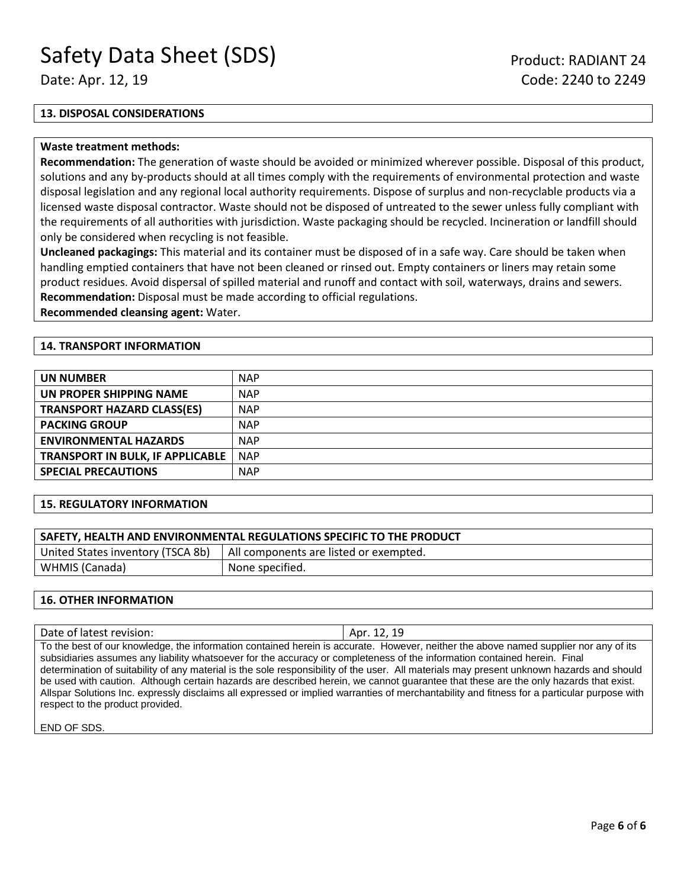## 13. DISPOSAL CONSIDERATIONS

**Waste treatment methods:**

**Recommendation:** The generation of waste should be avoided or minimized wherever possible. Disposal of this product, solutions and any by-products should at all times comply with the requirements of environmental protection and waste disposal legislation and any regional local authority requirements. Dispose of surplus and non-recyclable products via a licensed waste disposal contractor. Waste should not be disposed of untreated to the sewer unless fully compliant with the requirements of all authorities with jurisdiction. Waste packaging should be recycled. Incineration or landfill should only be considered when recycling is not feasible.

**Uncleaned packagings:** This material and its container must be disposed of in a safe way. Care should be taken when handling emptied containers that have not been cleaned or rinsed out. Empty containers or liners may retain some product residues. Avoid dispersal of spilled material and runoff and contact with soil, waterways, drains and sewers.

**Recommendation:** Disposal must be made according to official regulations.

**Recommended cleansing agent:** Water.

## 14. TRANSPORT INFORMATION

| | |
|---|---|
| **UN NUMBER** | NAP |
| **UN PROPER SHIPPING NAME** | NAP |
| **TRANSPORT HAZARD CLASS(ES)** | NAP |
| **PACKING GROUP** | NAP |
| **ENVIRONMENTAL HAZARDS** | NAP |
| **TRANSPORT IN BULK, IF APPLICABLE** | NAP |
| **SPECIAL PRECAUTIONS** | NAP |

## 15. REGULATORY INFORMATION

| **SAFETY, HEALTH AND ENVIRONMENTAL REGULATIONS SPECIFIC TO THE PRODUCT** | |
|---|---|
| United States inventory (TSCA 8b) | All components are listed or exempted. |
| WHMIS (Canada) | None specified. |

## 16. OTHER INFORMATION

| | |
|---|---|
| Date of latest revision: | Apr. 12, 19 |

To the best of our knowledge, the information contained herein is accurate. However, neither the above named supplier nor any of its subsidiaries assumes any liability whatsoever for the accuracy or completeness of the information contained herein. Final determination of suitability of any material is the sole responsibility of the user. All materials may present unknown hazards and should be used with caution. Although certain hazards are described herein, we cannot guarantee that these are the only hazards that exist. Allspar Solutions Inc. expressly disclaims all expressed or implied warranties of merchantability and fitness for a particular purpose with respect to the product provided.

END OF SDS.